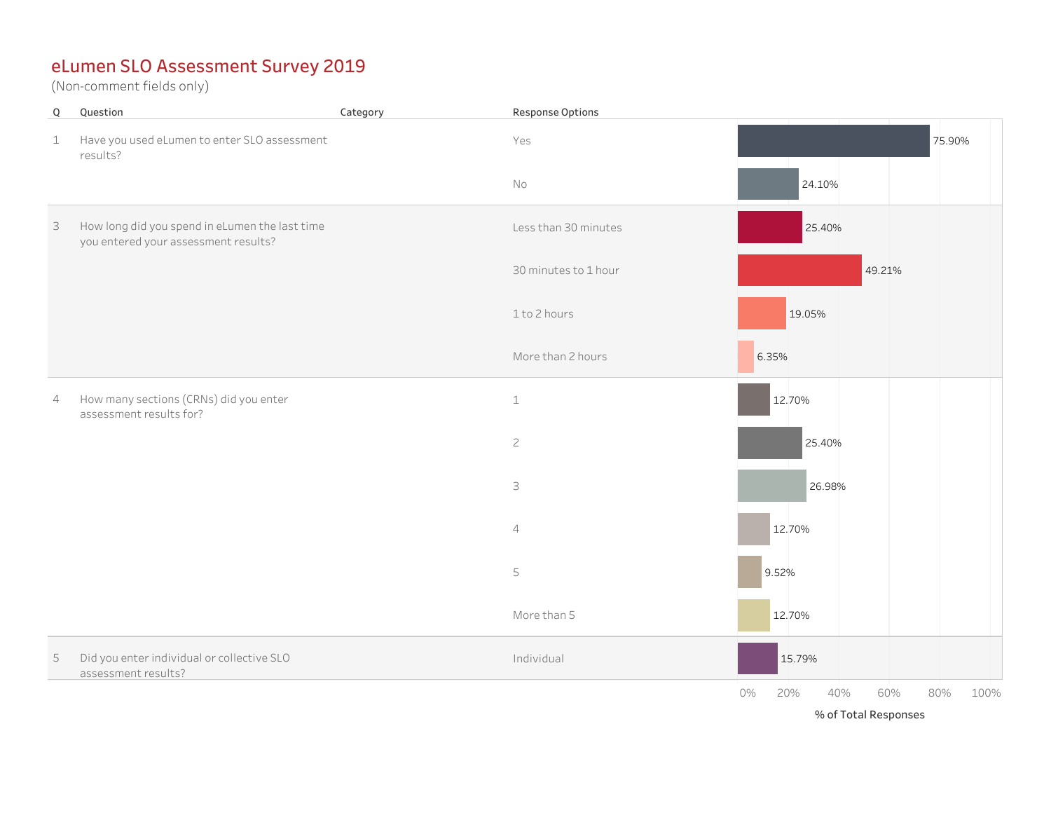# eLumen SLO Assessment Survey 2019

(Non-comment fields only)

| Q | Question | Category | Response Options | % of Total Responses |
|---|---|---|---|---|
| 1 | Have you used eLumen to enter SLO assessment results? | | Yes | 75.90% |
| | | | No | 24.10% |
| 3 | How long did you spend in eLumen the last time you entered your assessment results? | | Less than 30 minutes | 25.40% |
| | | | 30 minutes to 1 hour | 49.21% |
| | | | 1 to 2 hours | 19.05% |
| | | | More than 2 hours | 6.35% |
| 4 | How many sections (CRNs) did you enter assessment results for? | | 1 | 12.70% |
| | | | 2 | 25.40% |
| | | | 3 | 26.98% |
| | | | 4 | 12.70% |
| | | | 5 | 9.52% |
| | | | More than 5 | 12.70% |
| 5 | Did you enter individual or collective SLO assessment results? | | Individual | 15.79% |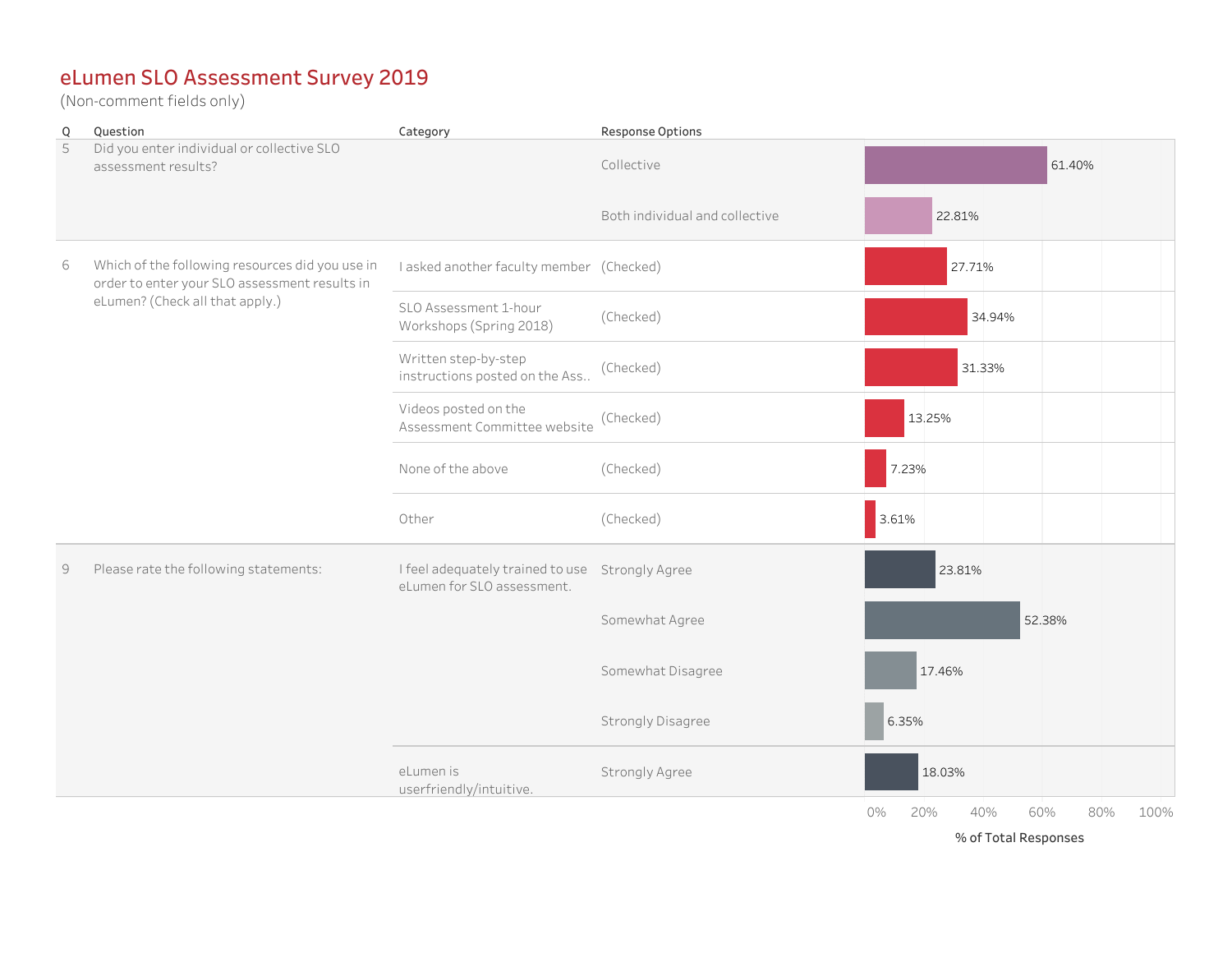# eLumen SLO Assessment Survey 2019

(Non-comment fields only)

| Q | Question | Category | Response Options | % of Total Responses |
|---|---|---|---|---|
| 5 | Did you enter individual or collective SLO assessment results? | | Collective | 61.40% |
| | | | Both individual and collective | 22.81% |
| 6 | Which of the following resources did you use in order to enter your SLO assessment results in eLumen? (Check all that apply.) | I asked another faculty member | (Checked) | 27.71% |
| | | SLO Assessment 1-hour Workshops (Spring 2018) | (Checked) | 34.94% |
| | | Written step-by-step instructions posted on the Ass.. | (Checked) | 31.33% |
| | | Videos posted on the Assessment Committee website | (Checked) | 13.25% |
| | | None of the above | (Checked) | 7.23% |
| | | Other | (Checked) | 3.61% |
| 9 | Please rate the following statements: | I feel adequately trained to use eLumen for SLO assessment. | Strongly Agree | 23.81% |
| | | | Somewhat Agree | 52.38% |
| | | | Somewhat Disagree | 17.46% |
| | | | Strongly Disagree | 6.35% |
| | | eLumen is userfriendly/intuitive. | Strongly Agree | 18.03% |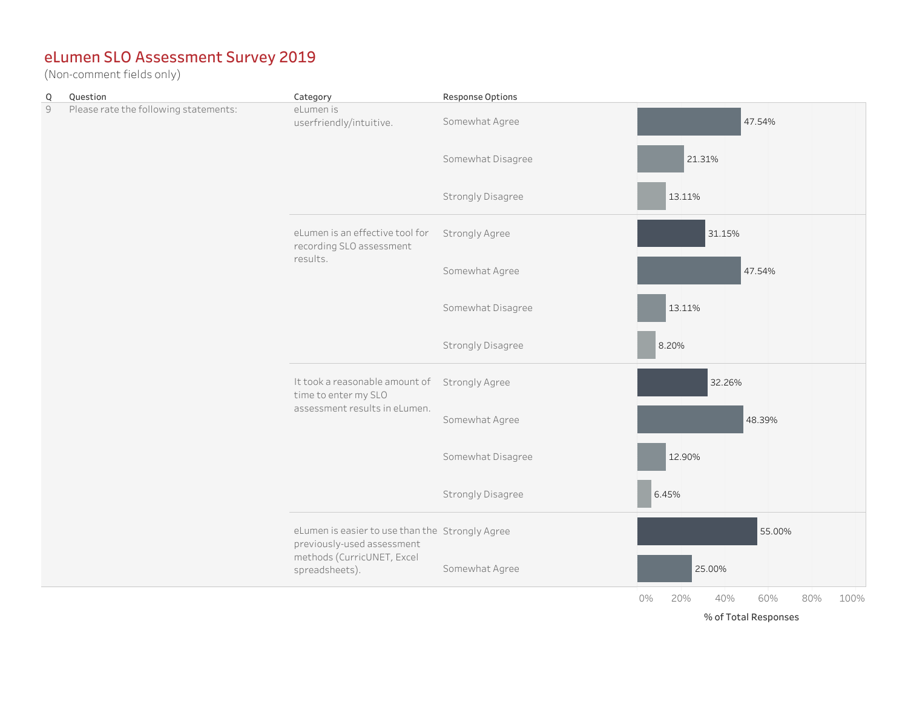# eLumen SLO Assessment Survey 2019

(Non-comment fields only)

| Q | Question | Category | Response Options | % of Total Responses |
|---|---|---|---|---|
| 9 | Please rate the following statements: | eLumen is userfriendly/intuitive. | Somewhat Agree | 47.54% |
| | | | Somewhat Disagree | 21.31% |
| | | | Strongly Disagree | 13.11% |
| | | eLumen is an effective tool for recording SLO assessment results. | Strongly Agree | 31.15% |
| | | | Somewhat Agree | 47.54% |
| | | | Somewhat Disagree | 13.11% |
| | | | Strongly Disagree | 8.20% |
| | | It took a reasonable amount of time to enter my SLO assessment results in eLumen. | Strongly Agree | 32.26% |
| | | | Somewhat Agree | 48.39% |
| | | | Somewhat Disagree | 12.90% |
| | | | Strongly Disagree | 6.45% |
| | | eLumen is easier to use than the previously-used assessment methods (CurricUNET, Excel spreadsheets). | Strongly Agree | 55.00% |
| | | | Somewhat Agree | 25.00% |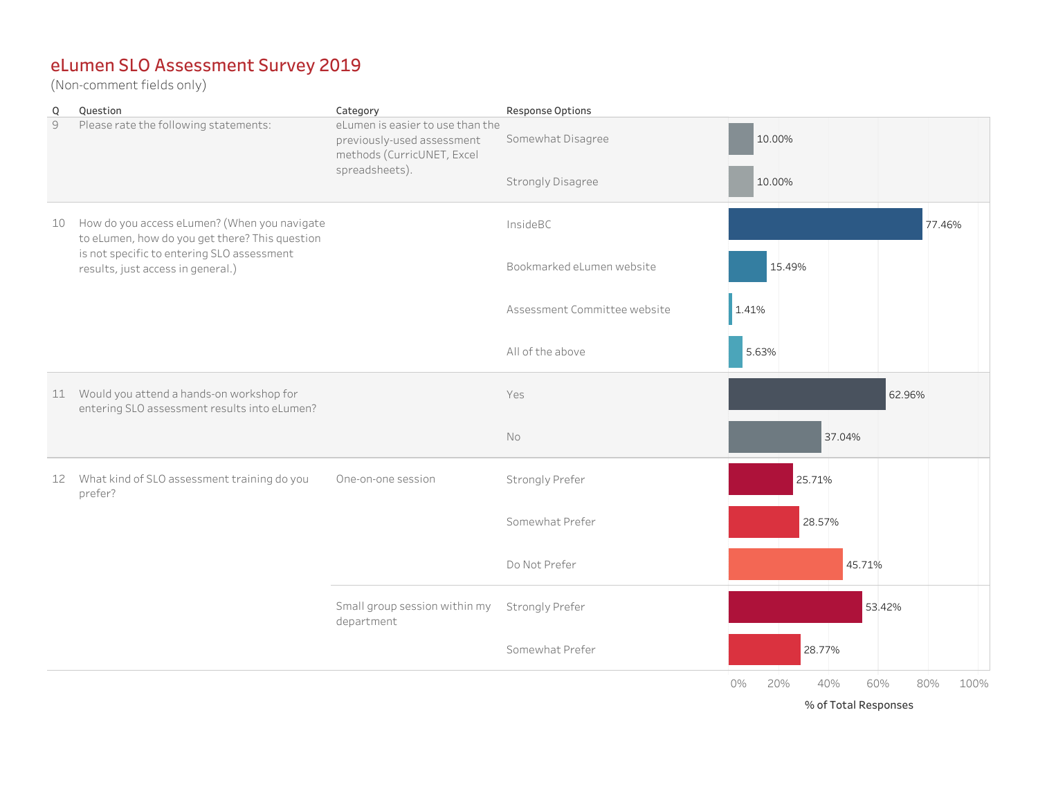# eLumen SLO Assessment Survey 2019

(Non-comment fields only)

| Q | Question | Category | Response Options | % of Total Responses |
|---|---|---|---|---|
| 9 | Please rate the following statements: | eLumen is easier to use than the previously-used assessment methods (CurricUNET, Excel spreadsheets). | Somewhat Disagree | 10.00% |
| | | | Strongly Disagree | 10.00% |
| 10 | How do you access eLumen? (When you navigate to eLumen, how do you get there? This question is not specific to entering SLO assessment results, just access in general.) | | InsideBC | 77.46% |
| | | | Bookmarked eLumen website | 15.49% |
| | | | Assessment Committee website | 1.41% |
| | | | All of the above | 5.63% |
| 11 | Would you attend a hands-on workshop for entering SLO assessment results into eLumen? | | Yes | 62.96% |
| | | | No | 37.04% |
| 12 | What kind of SLO assessment training do you prefer? | One-on-one session | Strongly Prefer | 25.71% |
| | | | Somewhat Prefer | 28.57% |
| | | | Do Not Prefer | 45.71% |
| | | Small group session within my department | Strongly Prefer | 53.42% |
| | | | Somewhat Prefer | 28.77% |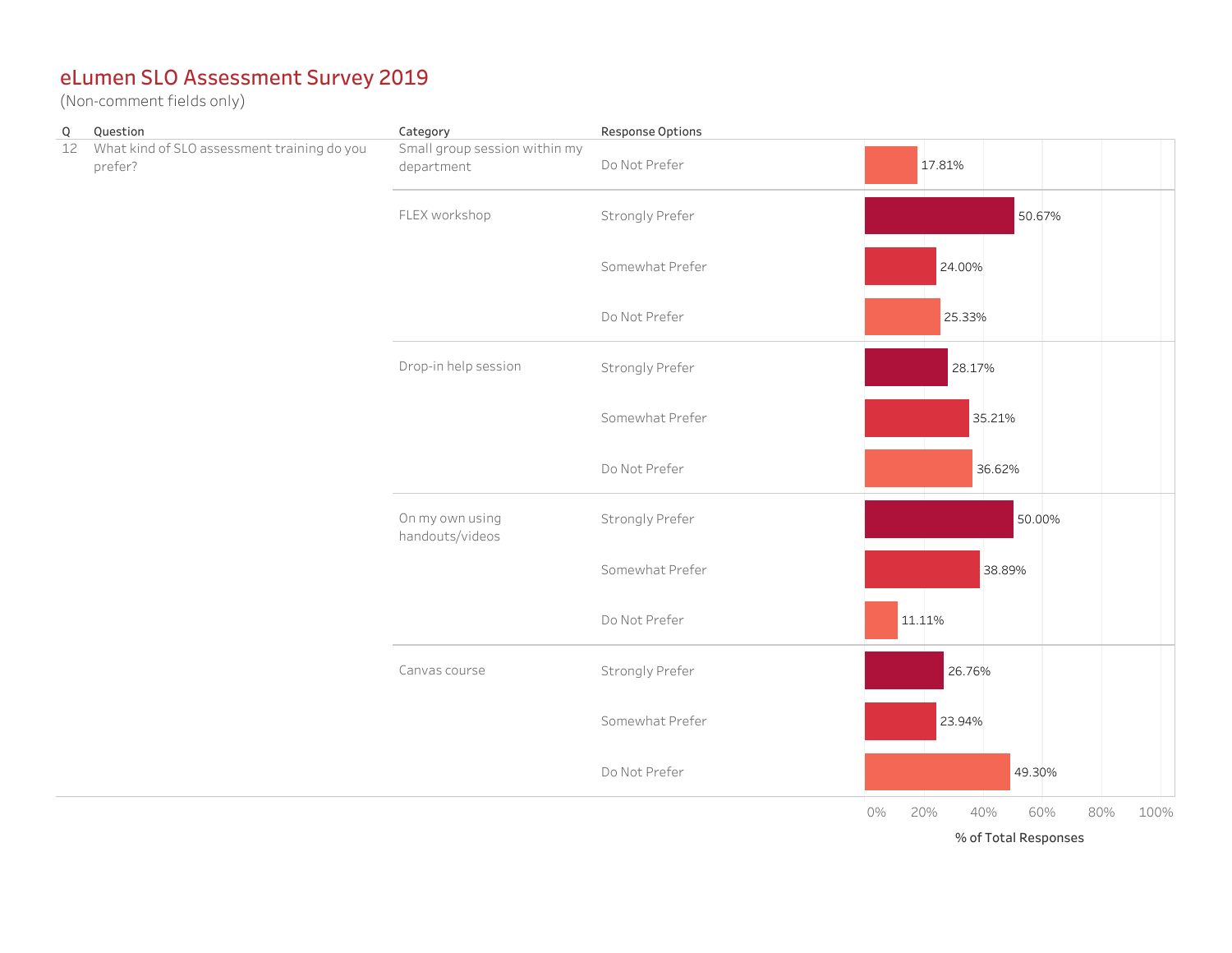# eLumen SLO Assessment Survey 2019

(Non-comment fields only)

| Q | Question | Category | Response Options | % of Total Responses |
|---|---|---|---|---|
| 12 | What kind of SLO assessment training do you prefer? | Small group session within my department | Do Not Prefer | 17.81% |
| | | FLEX workshop | Strongly Prefer | 50.67% |
| | | | Somewhat Prefer | 24.00% |
| | | | Do Not Prefer | 25.33% |
| | | Drop-in help session | Strongly Prefer | 28.17% |
| | | | Somewhat Prefer | 35.21% |
| | | | Do Not Prefer | 36.62% |
| | | On my own using handouts/videos | Strongly Prefer | 50.00% |
| | | | Somewhat Prefer | 38.89% |
| | | | Do Not Prefer | 11.11% |
| | | Canvas course | Strongly Prefer | 26.76% |
| | | | Somewhat Prefer | 23.94% |
| | | | Do Not Prefer | 49.30% |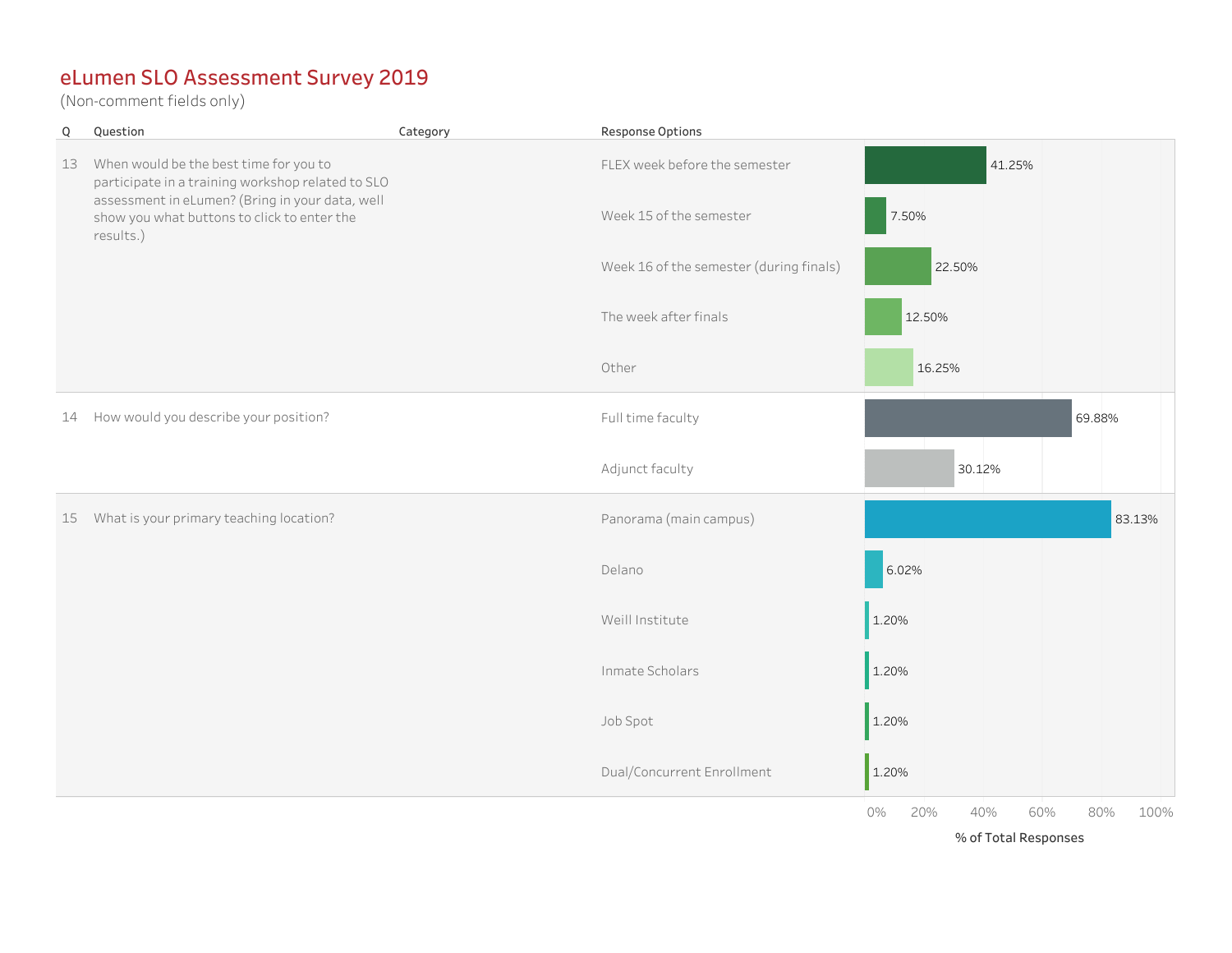# eLumen SLO Assessment Survey 2019

(Non-comment fields only)

| Q | Question | Category | Response Options | % of Total Responses |
|---|---|---|---|---|
| 13 | When would be the best time for you to participate in a training workshop related to SLO assessment in eLumen? (Bring in your data, well show you what buttons to click to enter the results.) | | FLEX week before the semester | 41.25% |
| | | | Week 15 of the semester | 7.50% |
| | | | Week 16 of the semester (during finals) | 22.50% |
| | | | The week after finals | 12.50% |
| | | | Other | 16.25% |
| 14 | How would you describe your position? | | Full time faculty | 69.88% |
| | | | Adjunct faculty | 30.12% |
| 15 | What is your primary teaching location? | | Panorama (main campus) | 83.13% |
| | | | Delano | 6.02% |
| | | | Weill Institute | 1.20% |
| | | | Inmate Scholars | 1.20% |
| | | | Job Spot | 1.20% |
| | | | Dual/Concurrent Enrollment | 1.20% |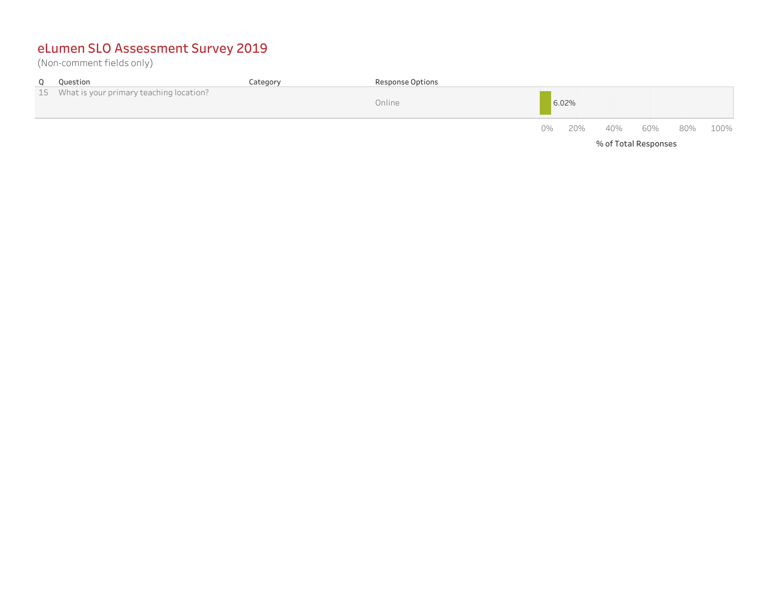# eLumen SLO Assessment Survey 2019

(Non-comment fields only)

| Q | Question | Category | Response Options | |
|---|---|---|---|---|
| 15 | What is your primary teaching location? | | Online | 6.02% |

0% 20% 40% 60% 80% 100%

% of Total Responses